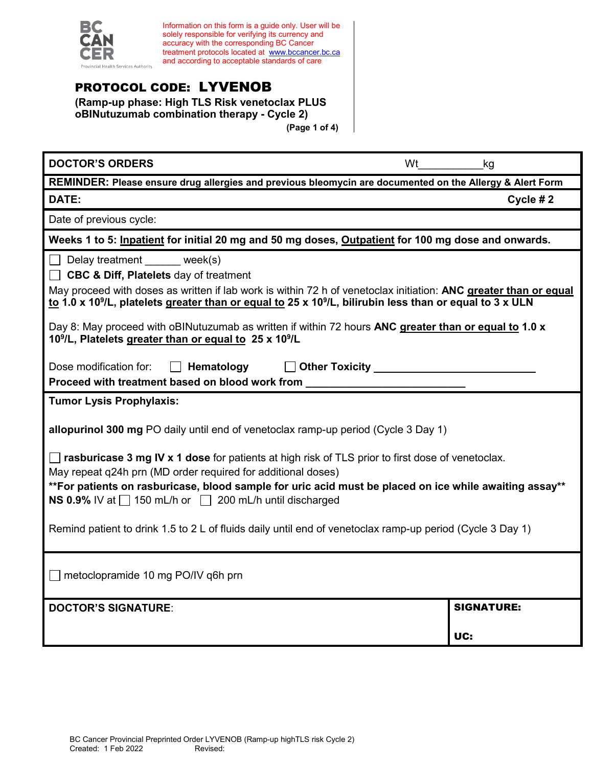BC CANCER
Provincial Health Services Authority

Information on this form is a guide only. User will be solely responsible for verifying its currency and accuracy with the corresponding BC Cancer treatment protocols located at www.bccancer.bc.ca and according to acceptable standards of care

# PROTOCOL CODE: LYVENOB

**(Ramp-up phase: High TLS Risk venetoclax PLUS oBINutuzumab combination therapy - Cycle 2)**

**DOCTOR'S ORDERS** Wt__________kg

**REMINDER: Please ensure drug allergies and previous bleomycin are documented on the Allergy & Alert Form**

**DATE:** **Cycle # 2**

Date of previous cycle:

**Weeks 1 to 5: Inpatient for initial 20 mg and 50 mg doses, Outpatient for 100 mg dose and onwards.**

☐ Delay treatment ______ week(s)

☐ **CBC & Diff, Platelets** day of treatment

May proceed with doses as written if lab work is within 72 h of venetoclax initiation: **ANC greater than or equal to 1.0 x $10^9$/L, platelets greater than or equal to 25 x $10^9$/L, bilirubin less than or equal to 3 x ULN**

Day 8: May proceed with oBINutuzumab as written if within 72 hours **ANC greater than or equal to 1.0 x $10^9$/L, Platelets greater than or equal to 25 x $10^9$/L**

Dose modification for: ☐ **Hematology** ☐ **Other Toxicity** ________________________

**Proceed with treatment based on blood work from** ________________________

**Tumor Lysis Prophylaxis:**

**allopurinol 300 mg** PO daily until end of venetoclax ramp-up period (Cycle 3 Day 1)

☐ **rasburicase 3 mg IV x 1 dose** for patients at high risk of TLS prior to first dose of venetoclax.
May repeat q24h prn (MD order required for additional doses)

**For patients on rasburicase, blood sample for uric acid must be placed on ice while awaiting assay**

**NS 0.9%** IV at ☐ 150 mL/h or ☐ 200 mL/h until discharged

Remind patient to drink 1.5 to 2 L of fluids daily until end of venetoclax ramp-up period (Cycle 3 Day 1)

☐ metoclopramide 10 mg PO/IV q6h prn

| **DOCTOR'S SIGNATURE**: | **SIGNATURE:** <br> **UC:** |
|---|---|

BC Cancer Provincial Preprinted Order LYVENOB (Ramp-up highTLS risk Cycle 2)
Created: 1 Feb 2022 Revised: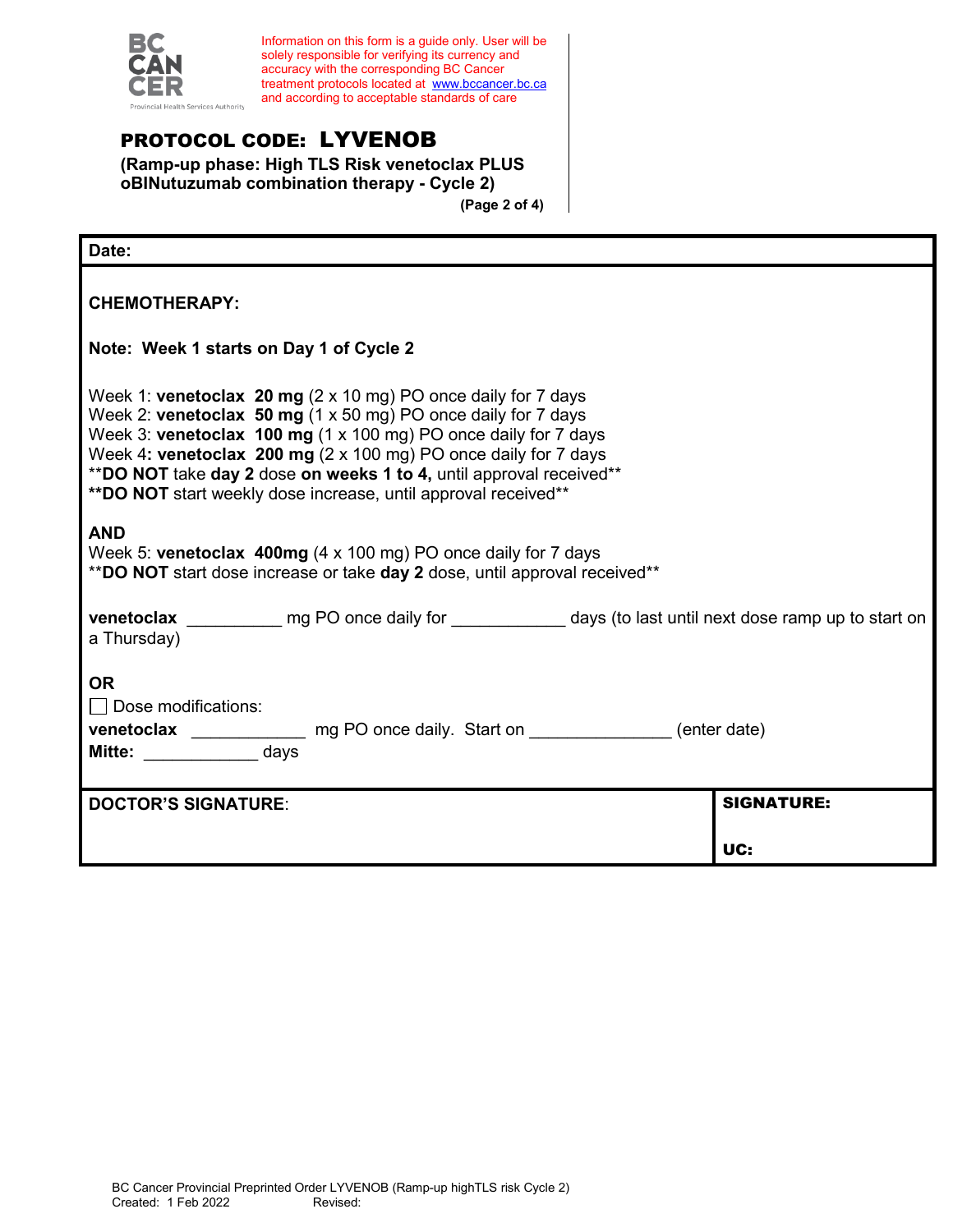BC CANCER
Provincial Health Services Authority

Information on this form is a guide only. User will be solely responsible for verifying its currency and accuracy with the corresponding BC Cancer treatment protocols located at [www.bccancer.bc.ca](http://www.bccancer.bc.ca) and according to acceptable standards of care

# PROTOCOL CODE: LYVENOB

**(Ramp-up phase: High TLS Risk venetoclax PLUS oBINutuzumab combination therapy - Cycle 2)**

**(Page 2 of 4)**

**Date:**

**CHEMOTHERAPY:**

**Note: Week 1 starts on Day 1 of Cycle 2**

Week 1: **venetoclax 20 mg** (2 x 10 mg) PO once daily for 7 days
Week 2: **venetoclax 50 mg** (1 x 50 mg) PO once daily for 7 days
Week 3: **venetoclax 100 mg** (1 x 100 mg) PO once daily for 7 days
Week 4: **venetoclax 200 mg** (2 x 100 mg) PO once daily for 7 days
\*\***DO NOT** take **day 2** dose **on weeks 1 to 4,** until approval received\*\*
**\*\*DO NOT** start weekly dose increase, until approval received\*\*

**AND**
Week 5: **venetoclax 400mg** (4 x 100 mg) PO once daily for 7 days
\*\***DO NOT** start dose increase or take **day 2** dose, until approval received\*\*

**venetoclax** __________ mg PO once daily for ____________ days (to last until next dose ramp up to start on a Thursday)

**OR**
☐ Dose modifications:
**venetoclax** ____________ mg PO once daily. Start on _______________ (enter date)
**Mitte:** ____________ days

| **DOCTOR'S SIGNATURE**: | **SIGNATURE:** <br> **UC:** |
| --- | --- |

BC Cancer Provincial Preprinted Order LYVENOB (Ramp-up highTLS risk Cycle 2)
Created: 1 Feb 2022 Revised: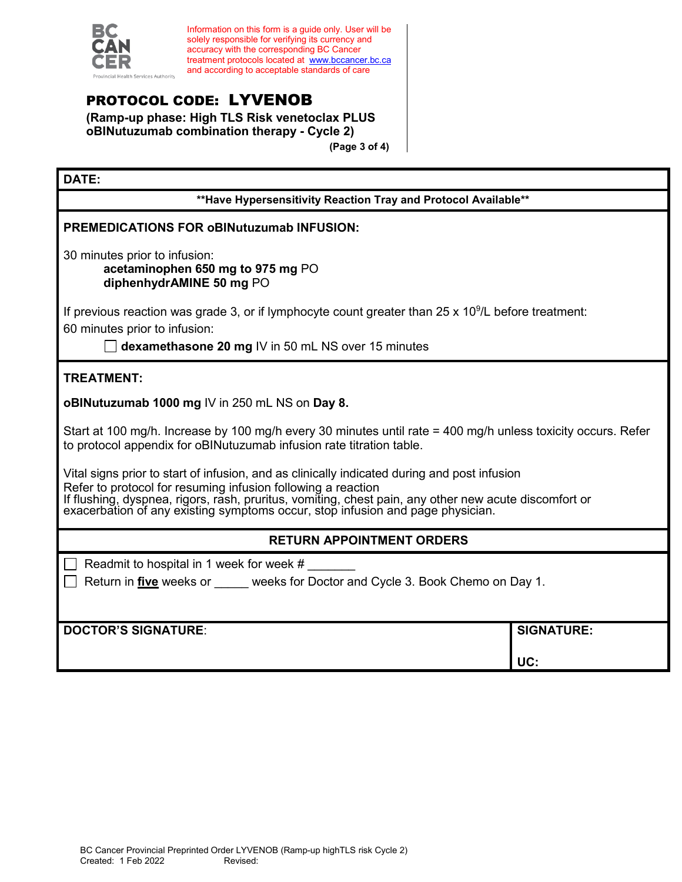BC CANCER
Provincial Health Services Authority

Information on this form is a guide only. User will be solely responsible for verifying its currency and accuracy with the corresponding BC Cancer treatment protocols located at www.bccancer.bc.ca and according to acceptable standards of care

# PROTOCOL CODE: LYVENOB

**(Ramp-up phase: High TLS Risk venetoclax PLUS oBINutuzumab combination therapy - Cycle 2)**

**(Page 3 of 4)**

**DATE:**

**\*\*Have Hypersensitivity Reaction Tray and Protocol Available\*\***

## PREMEDICATIONS FOR oBINutuzumab INFUSION:

30 minutes prior to infusion:

- **acetaminophen 650 mg to 975 mg** PO
- **diphenhydrAMINE 50 mg** PO

If previous reaction was grade 3, or if lymphocyte count greater than 25 x $10^9$/L before treatment:

60 minutes prior to infusion:

☐ **dexamethasone 20 mg** IV in 50 mL NS over 15 minutes

## TREATMENT:

**oBINutuzumab 1000 mg** IV in 250 mL NS on **Day 8.**

Start at 100 mg/h. Increase by 100 mg/h every 30 minutes until rate = 400 mg/h unless toxicity occurs. Refer to protocol appendix for oBINutuzumab infusion rate titration table.

Vital signs prior to start of infusion, and as clinically indicated during and post infusion
Refer to protocol for resuming infusion following a reaction
If flushing, dyspnea, rigors, rash, pruritus, vomiting, chest pain, any other new acute discomfort or exacerbation of any existing symptoms occur, stop infusion and page physician.

## RETURN APPOINTMENT ORDERS

☐ Readmit to hospital in 1 week for week # _______

☐ Return in **five** weeks or _____ weeks for Doctor and Cycle 3. Book Chemo on Day 1.

| DOCTOR'S SIGNATURE: | SIGNATURE: UC: |
|---|---|

BC Cancer Provincial Preprinted Order LYVENOB (Ramp-up highTLS risk Cycle 2)
Created: 1 Feb 2022 Revised: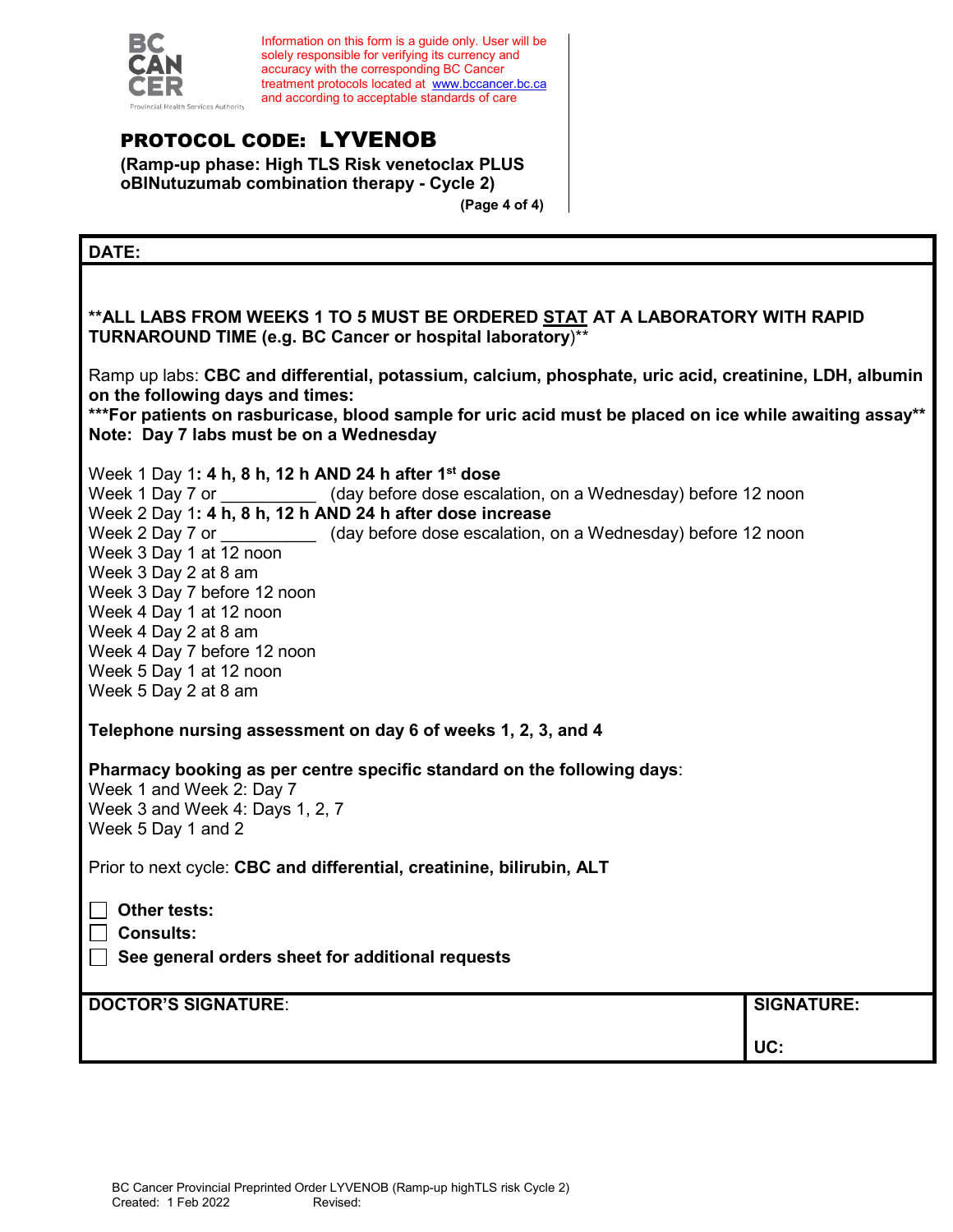Information on this form is a guide only. User will be solely responsible for verifying its currency and accuracy with the corresponding BC Cancer treatment protocols located at www.bccancer.bc.ca and according to acceptable standards of care

# PROTOCOL CODE: LYVENOB

**(Ramp-up phase: High TLS Risk venetoclax PLUS oBINutuzumab combination therapy - Cycle 2)**

**DATE:**

****ALL LABS FROM WEEKS 1 TO 5 MUST BE ORDERED STAT AT A LABORATORY WITH RAPID TURNAROUND TIME (e.g. BC Cancer or hospital laboratory)****

Ramp up labs: **CBC and differential, potassium, calcium, phosphate, uric acid, creatinine, LDH, albumin on the following days and times:**
*****For patients on rasburicase, blood sample for uric acid must be placed on ice while awaiting assay****
**Note: Day 7 labs must be on a Wednesday**

Week 1 Day 1**: 4 h, 8 h, 12 h AND 24 h after 1st dose**
Week 1 Day 7 or __________ (day before dose escalation, on a Wednesday) before 12 noon
Week 2 Day 1**: 4 h, 8 h, 12 h AND 24 h after dose increase**
Week 2 Day 7 or __________ (day before dose escalation, on a Wednesday) before 12 noon
Week 3 Day 1 at 12 noon
Week 3 Day 2 at 8 am
Week 3 Day 7 before 12 noon
Week 4 Day 1 at 12 noon
Week 4 Day 2 at 8 am
Week 4 Day 7 before 12 noon
Week 5 Day 1 at 12 noon
Week 5 Day 2 at 8 am

**Telephone nursing assessment on day 6 of weeks 1, 2, 3, and 4**

**Pharmacy booking as per centre specific standard on the following days**:
Week 1 and Week 2: Day 7
Week 3 and Week 4: Days 1, 2, 7
Week 5 Day 1 and 2

Prior to next cycle: **CBC and differential, creatinine, bilirubin, ALT**

☐ **Other tests:**
☐ **Consults:**
☐ **See general orders sheet for additional requests**

| **DOCTOR'S SIGNATURE**: | **SIGNATURE:** **UC:** |
|---|---|

BC Cancer Provincial Preprinted Order LYVENOB (Ramp-up highTLS risk Cycle 2)
Created: 1 Feb 2022 Revised: